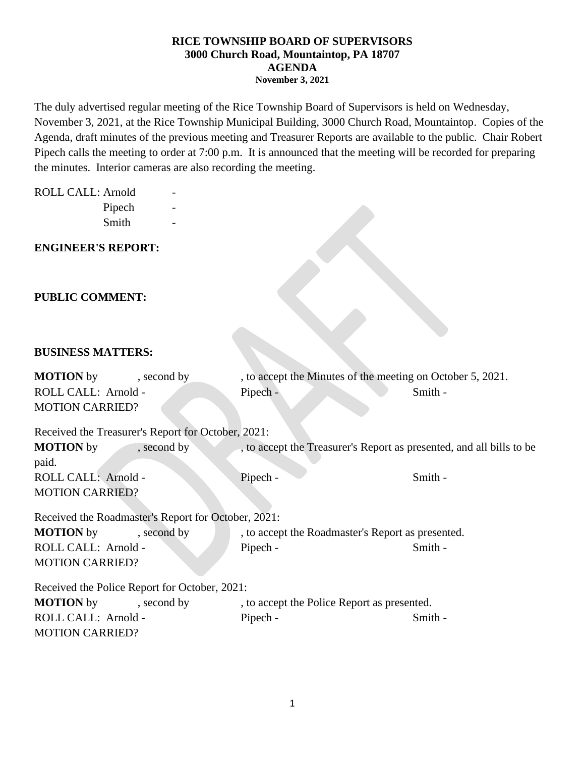**RICE TOWNSHIP BOARD OF SUPERVISORS**
**3000 Church Road, Mountaintop, PA 18707**
**AGENDA**
**November 3, 2021**

The duly advertised regular meeting of the Rice Township Board of Supervisors is held on Wednesday, November 3, 2021, at the Rice Township Municipal Building, 3000 Church Road, Mountaintop. Copies of the Agenda, draft minutes of the previous meeting and Treasurer Reports are available to the public. Chair Robert Pipech calls the meeting to order at 7:00 p.m. It is announced that the meeting will be recorded for preparing the minutes. Interior cameras are also recording the meeting.

ROLL CALL: Arnold -
Pipech -
Smith -

**ENGINEER'S REPORT:**

**PUBLIC COMMENT:**

**BUSINESS MATTERS:**

**MOTION** by , second by , to accept the Minutes of the meeting on October 5, 2021.
ROLL CALL: Arnold - Pipech - Smith -
MOTION CARRIED?

Received the Treasurer's Report for October, 2021:
**MOTION** by , second by , to accept the Treasurer's Report as presented, and all bills to be paid.
ROLL CALL: Arnold - Pipech - Smith -
MOTION CARRIED?

Received the Roadmaster's Report for October, 2021:
**MOTION** by , second by , to accept the Roadmaster's Report as presented.
ROLL CALL: Arnold - Pipech - Smith -
MOTION CARRIED?

Received the Police Report for October, 2021:
**MOTION** by , second by , to accept the Police Report as presented.
ROLL CALL: Arnold - Pipech - Smith -
MOTION CARRIED?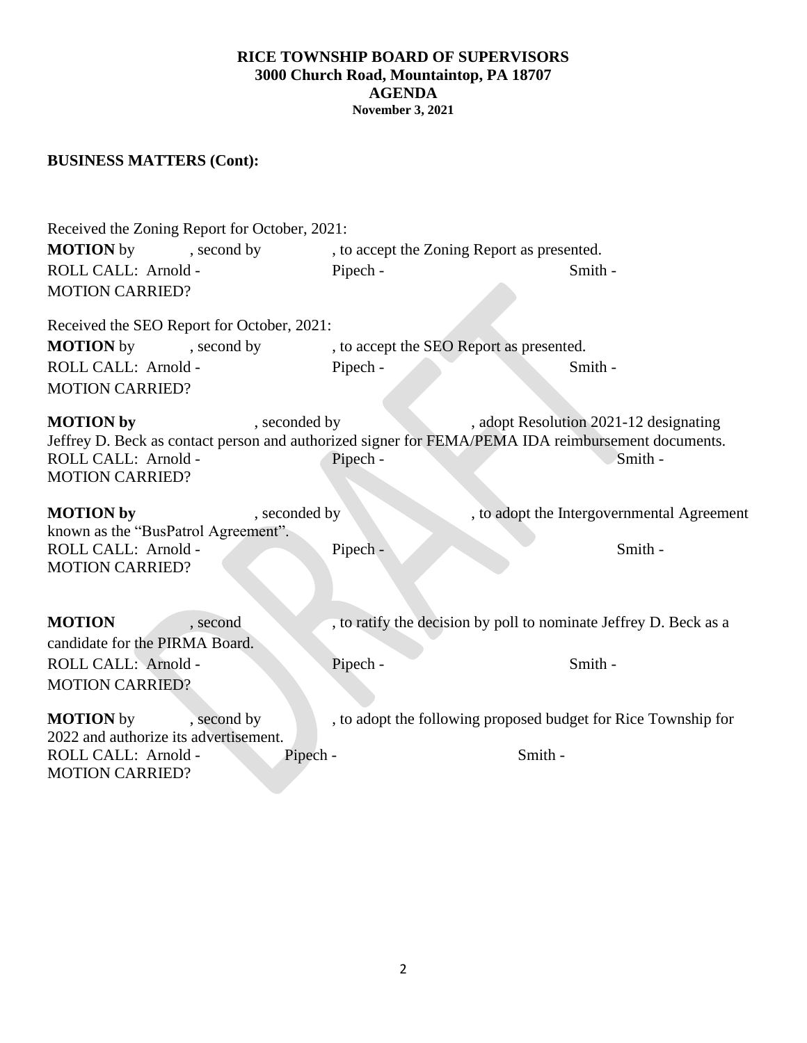**RICE TOWNSHIP BOARD OF SUPERVISORS**
**3000 Church Road, Mountaintop, PA 18707**
**AGENDA**
**November 3, 2021**

**BUSINESS MATTERS (Cont):**

Received the Zoning Report for October, 2021:
**MOTION** by , second by , to accept the Zoning Report as presented.
ROLL CALL: Arnold - Pipech - Smith -
MOTION CARRIED?

Received the SEO Report for October, 2021:
**MOTION** by , second by , to accept the SEO Report as presented.
ROLL CALL: Arnold - Pipech - Smith -
MOTION CARRIED?

**MOTION by** , seconded by , adopt Resolution 2021-12 designating Jeffrey D. Beck as contact person and authorized signer for FEMA/PEMA IDA reimbursement documents.
ROLL CALL: Arnold - Pipech - Smith -
MOTION CARRIED?

**MOTION by** , seconded by , to adopt the Intergovernmental Agreement known as the "BusPatrol Agreement".
ROLL CALL: Arnold - Pipech - Smith -
MOTION CARRIED?

**MOTION** , second , to ratify the decision by poll to nominate Jeffrey D. Beck as a candidate for the PIRMA Board.
ROLL CALL: Arnold - Pipech - Smith -
MOTION CARRIED?

**MOTION** by , second by , to adopt the following proposed budget for Rice Township for 2022 and authorize its advertisement.
ROLL CALL: Arnold - Pipech - Smith -
MOTION CARRIED?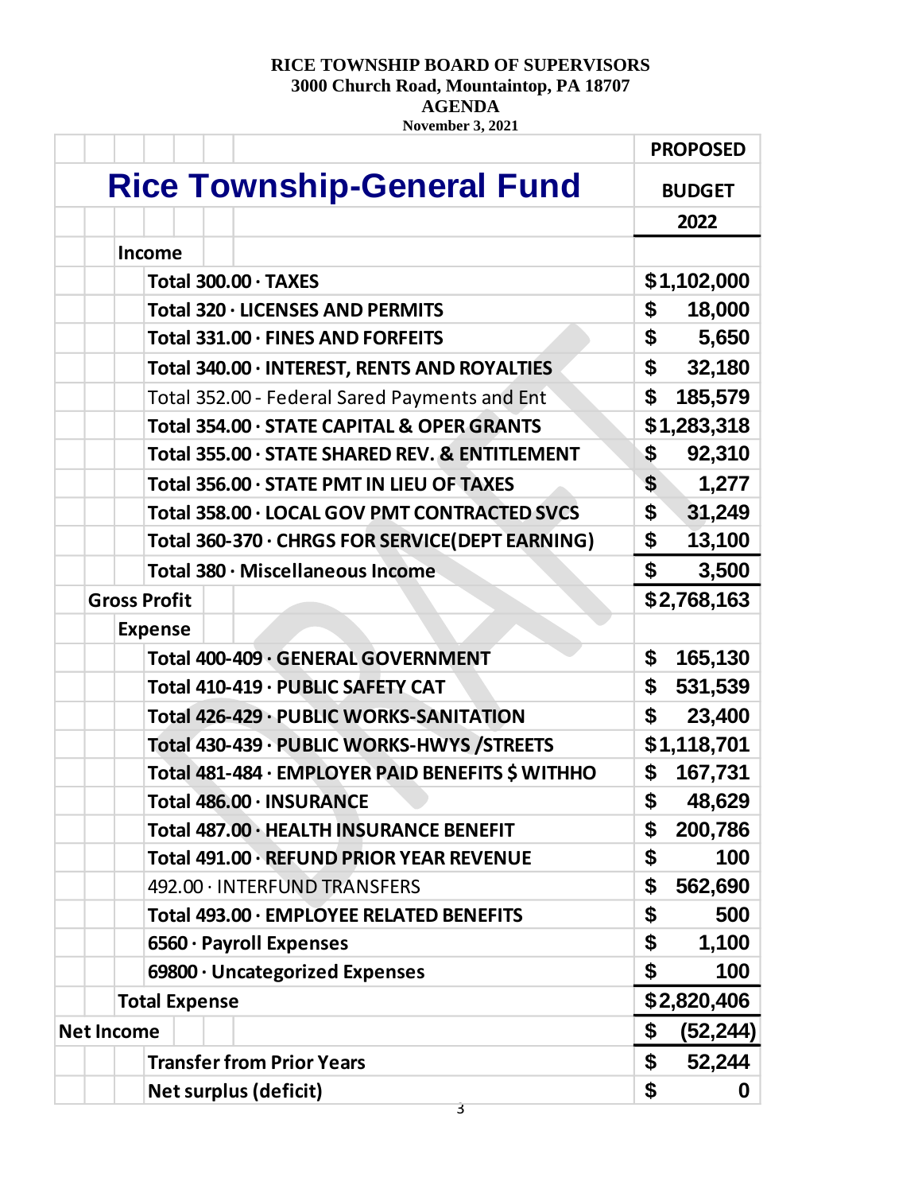**RICE TOWNSHIP BOARD OF SUPERVISORS**
**3000 Church Road, Mountaintop, PA 18707**
**AGENDA**
**November 3, 2021**

# Rice Township-General Fund

| | PROPOSED BUDGET 2022 |
|---|---|
| **Income** | |
| Total 300.00 · TAXES | $1,102,000 |
| Total 320 · LICENSES AND PERMITS | $ 18,000 |
| Total 331.00 · FINES AND FORFEITS | $ 5,650 |
| Total 340.00 · INTEREST, RENTS AND ROYALTIES | $ 32,180 |
| Total 352.00 - Federal Sared Payments and Ent | $ 185,579 |
| Total 354.00 · STATE CAPITAL & OPER GRANTS | $1,283,318 |
| Total 355.00 · STATE SHARED REV. & ENTITLEMENT | $ 92,310 |
| Total 356.00 · STATE PMT IN LIEU OF TAXES | $ 1,277 |
| Total 358.00 · LOCAL GOV PMT CONTRACTED SVCS | $ 31,249 |
| Total 360-370 · CHRGS FOR SERVICE(DEPT EARNING) | $ 13,100 |
| Total 380 · Miscellaneous Income | $ 3,500 |
| **Gross Profit** | $2,768,163 |
| **Expense** | |
| Total 400-409 · GENERAL GOVERNMENT | $ 165,130 |
| Total 410-419 · PUBLIC SAFETY CAT | $ 531,539 |
| Total 426-429 · PUBLIC WORKS-SANITATION | $ 23,400 |
| Total 430-439 · PUBLIC WORKS-HWYS /STREETS | $1,118,701 |
| Total 481-484 · EMPLOYER PAID BENEFITS $ WITHHO | $ 167,731 |
| Total 486.00 · INSURANCE | $ 48,629 |
| Total 487.00 · HEALTH INSURANCE BENEFIT | $ 200,786 |
| Total 491.00 · REFUND PRIOR YEAR REVENUE | $ 100 |
| 492.00 · INTERFUND TRANSFERS | $ 562,690 |
| Total 493.00 · EMPLOYEE RELATED BENEFITS | $ 500 |
| 6560 · Payroll Expenses | $ 1,100 |
| 69800 · Uncategorized Expenses | $ 100 |
| **Total Expense** | $2,820,406 |
| **Net Income** | $ (52,244) |
| Transfer from Prior Years | $ 52,244 |
| Net surplus (deficit) | $ 0 |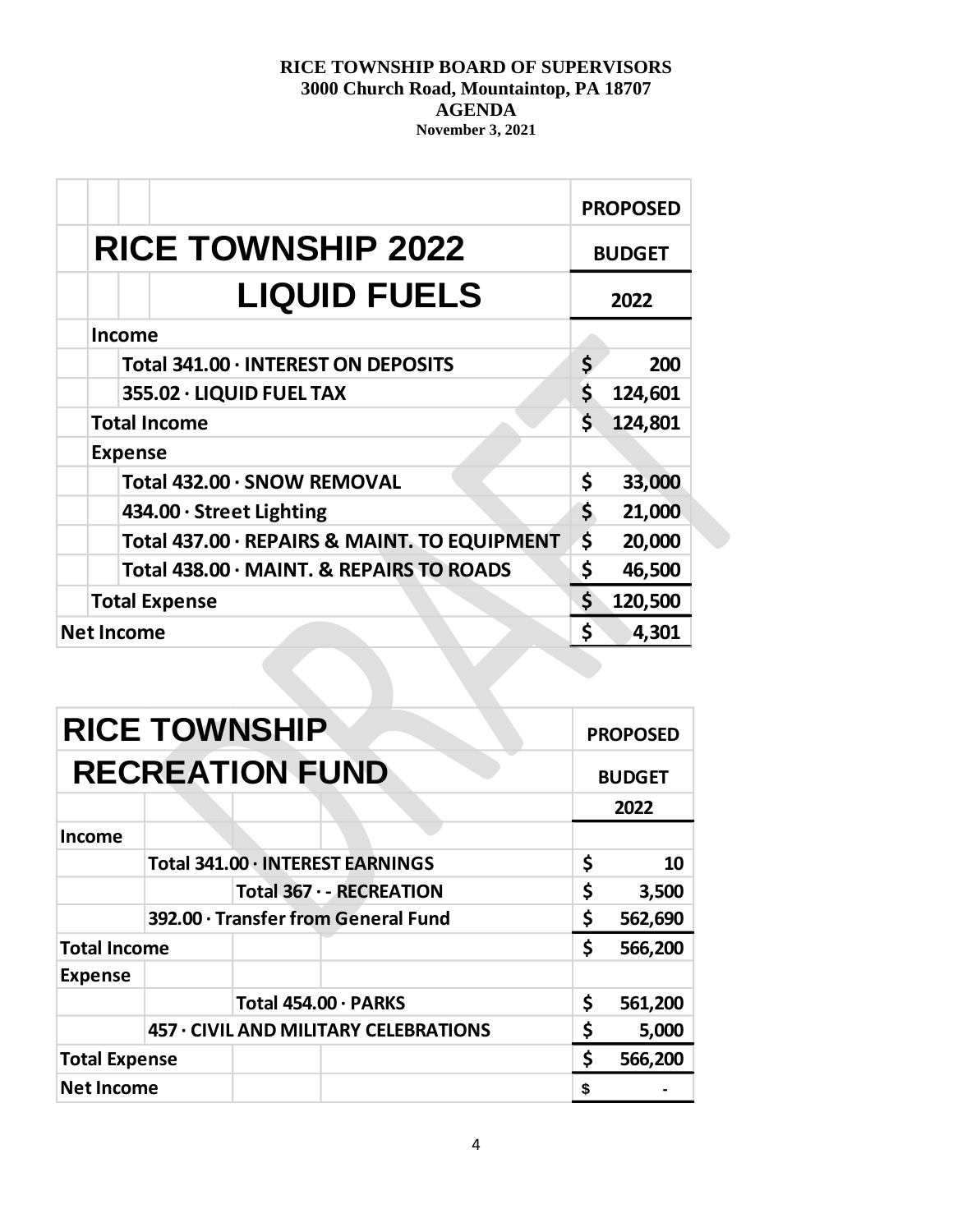**RICE TOWNSHIP BOARD OF SUPERVISORS**
**3000 Church Road, Mountaintop, PA 18707**
**AGENDA**
**November 3, 2021**

| RICE TOWNSHIP 2022 LIQUID FUELS | PROPOSED BUDGET 2022 |
|---|---|
| **Income** | |
| Total 341.00 · INTEREST ON DEPOSITS | $ 200 |
| 355.02 · LIQUID FUEL TAX | $ 124,601 |
| **Total Income** | $ 124,801 |
| **Expense** | |
| Total 432.00 · SNOW REMOVAL | $ 33,000 |
| 434.00 · Street Lighting | $ 21,000 |
| Total 437.00 · REPAIRS & MAINT. TO EQUIPMENT | $ 20,000 |
| Total 438.00 · MAINT. & REPAIRS TO ROADS | $ 46,500 |
| **Total Expense** | $ 120,500 |
| **Net Income** | $ 4,301 |

| RICE TOWNSHIP RECREATION FUND | PROPOSED BUDGET 2022 |
|---|---|
| **Income** | |
| Total 341.00 · INTEREST EARNINGS | $ 10 |
| Total 367 · - RECREATION | $ 3,500 |
| 392.00 · Transfer from General Fund | $ 562,690 |
| **Total Income** | $ 566,200 |
| **Expense** | |
| Total 454.00 · PARKS | $ 561,200 |
| 457 · CIVIL AND MILITARY CELEBRATIONS | $ 5,000 |
| **Total Expense** | $ 566,200 |
| **Net Income** | $ - |

DRAFT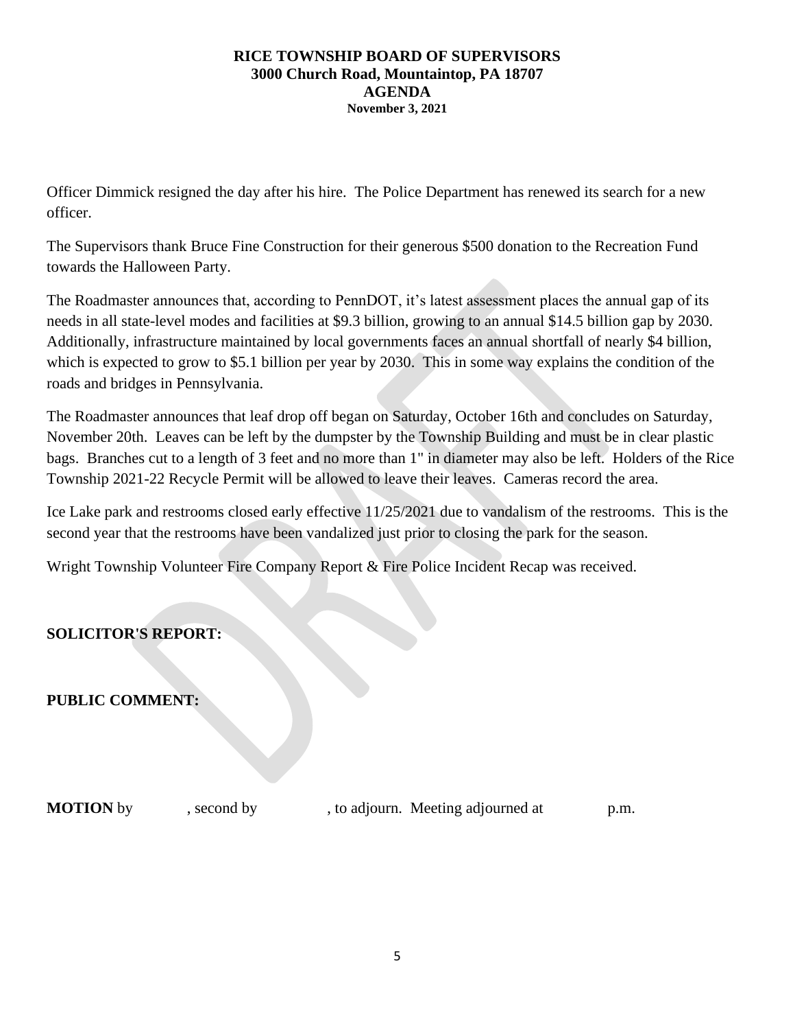**RICE TOWNSHIP BOARD OF SUPERVISORS**
**3000 Church Road, Mountaintop, PA 18707**
**AGENDA**
**November 3, 2021**

Officer Dimmick resigned the day after his hire. The Police Department has renewed its search for a new officer.

The Supervisors thank Bruce Fine Construction for their generous $500 donation to the Recreation Fund towards the Halloween Party.

The Roadmaster announces that, according to PennDOT, it's latest assessment places the annual gap of its needs in all state-level modes and facilities at $9.3 billion, growing to an annual $14.5 billion gap by 2030. Additionally, infrastructure maintained by local governments faces an annual shortfall of nearly $4 billion, which is expected to grow to $5.1 billion per year by 2030. This in some way explains the condition of the roads and bridges in Pennsylvania.

The Roadmaster announces that leaf drop off began on Saturday, October 16th and concludes on Saturday, November 20th. Leaves can be left by the dumpster by the Township Building and must be in clear plastic bags. Branches cut to a length of 3 feet and no more than 1" in diameter may also be left. Holders of the Rice Township 2021-22 Recycle Permit will be allowed to leave their leaves. Cameras record the area.

Ice Lake park and restrooms closed early effective 11/25/2021 due to vandalism of the restrooms. This is the second year that the restrooms have been vandalized just prior to closing the park for the season.

Wright Township Volunteer Fire Company Report & Fire Police Incident Recap was received.

**SOLICITOR'S REPORT:**

**PUBLIC COMMENT:**

**MOTION** by , second by , to adjourn. Meeting adjourned at p.m.